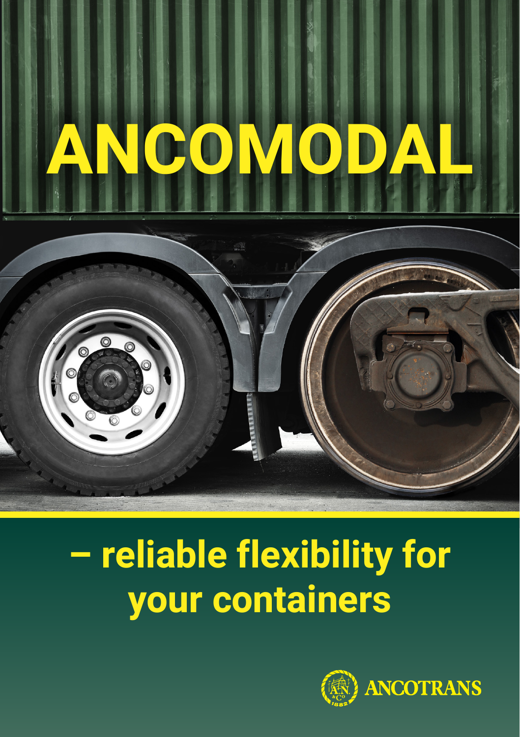# ANCOMODAL

## – reliable flexibility for your containers

ANCOTRANS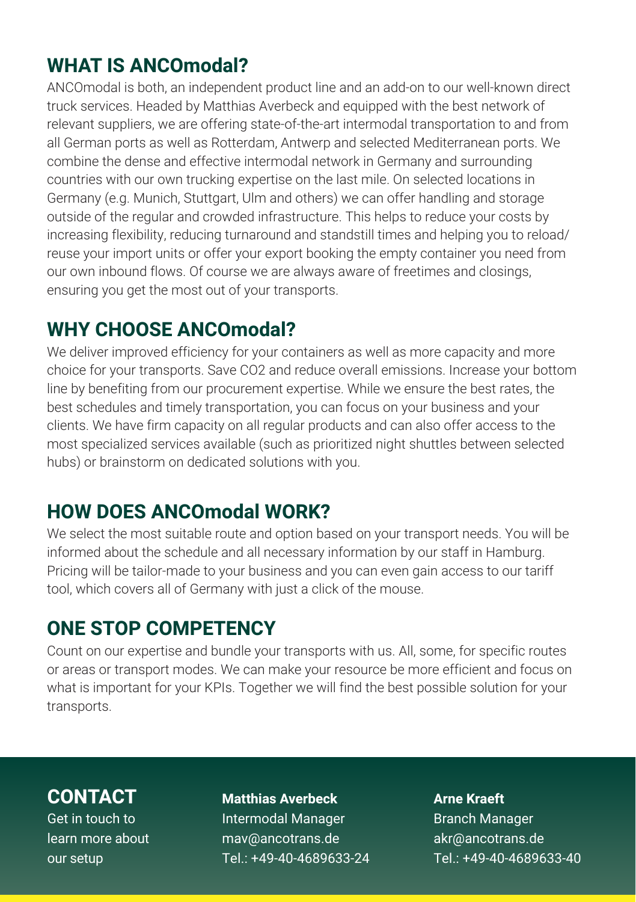## WHAT IS ANCOmodal?

ANCOmodal is both, an independent product line and an add-on to our well-known direct truck services. Headed by Matthias Averbeck and equipped with the best network of relevant suppliers, we are offering state-of-the-art intermodal transportation to and from all German ports as well as Rotterdam, Antwerp and selected Mediterranean ports. We combine the dense and effective intermodal network in Germany and surrounding countries with our own trucking expertise on the last mile. On selected locations in Germany (e.g. Munich, Stuttgart, Ulm and others) we can offer handling and storage outside of the regular and crowded infrastructure. This helps to reduce your costs by increasing flexibility, reducing turnaround and standstill times and helping you to reload/ reuse your import units or offer your export booking the empty container you need from our own inbound flows. Of course we are always aware of freetimes and closings, ensuring you get the most out of your transports.

## WHY CHOOSE ANCOmodal?

We deliver improved efficiency for your containers as well as more capacity and more choice for your transports. Save CO2 and reduce overall emissions. Increase your bottom line by benefiting from our procurement expertise. While we ensure the best rates, the best schedules and timely transportation, you can focus on your business and your clients. We have firm capacity on all regular products and can also offer access to the most specialized services available (such as prioritized night shuttles between selected hubs) or brainstorm on dedicated solutions with you.

## HOW DOES ANCOmodal WORK?

We select the most suitable route and option based on your transport needs. You will be informed about the schedule and all necessary information by our staff in Hamburg. Pricing will be tailor-made to your business and you can even gain access to our tariff tool, which covers all of Germany with just a click of the mouse.

## ONE STOP COMPETENCY

Count on our expertise and bundle your transports with us. All, some, for specific routes or areas or transport modes. We can make your resource be more efficient and focus on what is important for your KPIs. Together we will find the best possible solution for your transports.

## CONTACT

Get in touch to learn more about our setup

**Matthias Averbeck**
Intermodal Manager
mav@ancotrans.de
Tel.: +49-40-4689633-24

**Arne Kraeft**
Branch Manager
akr@ancotrans.de
Tel.: +49-40-4689633-40